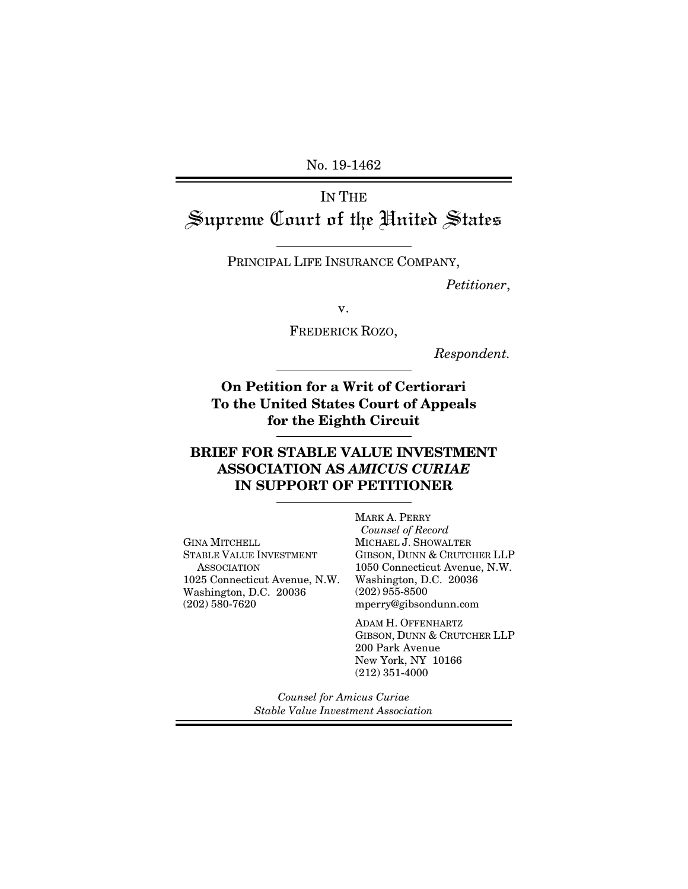No. 19-1462

# IN THE
# Supreme Court of the United States

PRINCIPAL LIFE INSURANCE COMPANY,

*Petitioner*,

v.

FREDERICK ROZO,

*Respondent.*

**On Petition for a Writ of Certiorari To the United States Court of Appeals for the Eighth Circuit**

## BRIEF FOR STABLE VALUE INVESTMENT ASSOCIATION AS *AMICUS CURIAE* IN SUPPORT OF PETITIONER

GINA MITCHELL
STABLE VALUE INVESTMENT ASSOCIATION
1025 Connecticut Avenue, N.W.
Washington, D.C. 20036
(202) 580-7620

MARK A. PERRY
*Counsel of Record*
MICHAEL J. SHOWALTER
GIBSON, DUNN & CRUTCHER LLP
1050 Connecticut Avenue, N.W.
Washington, D.C. 20036
(202) 955-8500
mperry@gibsondunn.com

ADAM H. OFFENHARTZ
GIBSON, DUNN & CRUTCHER LLP
200 Park Avenue
New York, NY 10166
(212) 351-4000

*Counsel for Amicus Curiae Stable Value Investment Association*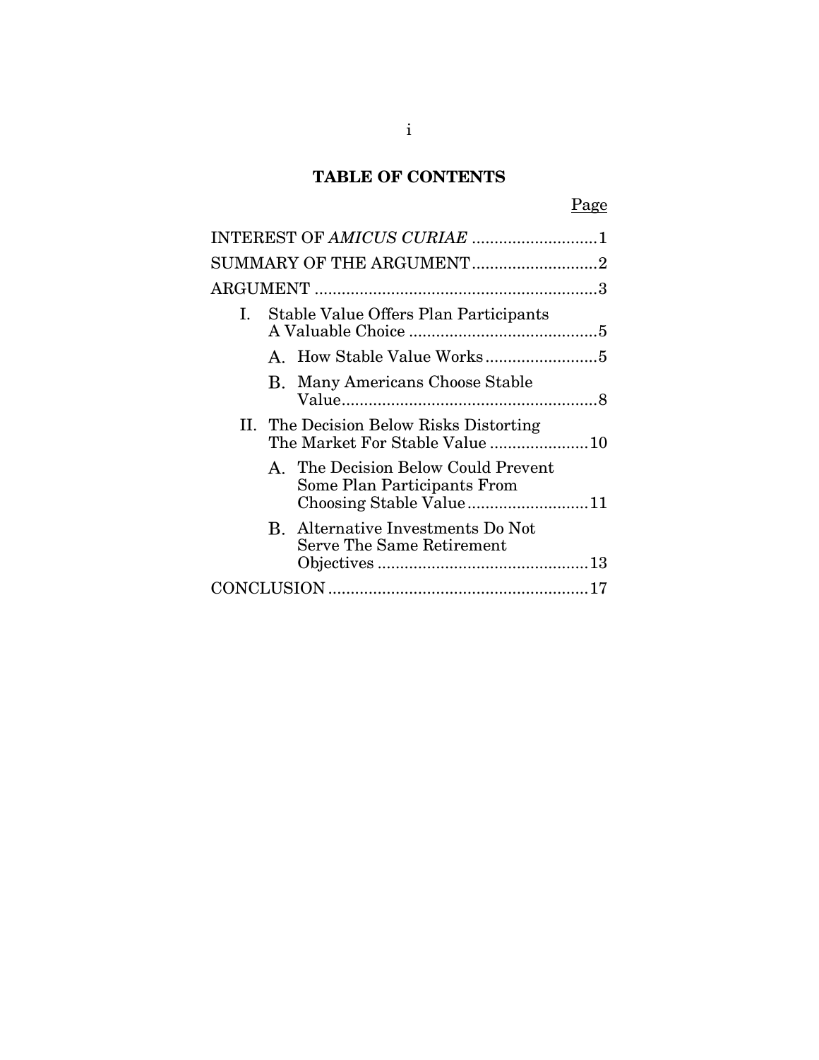## TABLE OF CONTENTS

Page

INTEREST OF *AMICUS CURIAE* ............................1

SUMMARY OF THE ARGUMENT............................2

ARGUMENT ...............................................................3

I. Stable Value Offers Plan Participants A Valuable Choice ..........................................5

   A. How Stable Value Works.........................5

   B. Many Americans Choose Stable Value.........................................................8

II. The Decision Below Risks Distorting The Market For Stable Value ......................10

   A. The Decision Below Could Prevent Some Plan Participants From Choosing Stable Value...........................11

   B. Alternative Investments Do Not Serve The Same Retirement Objectives ...............................................13

CONCLUSION ..........................................................17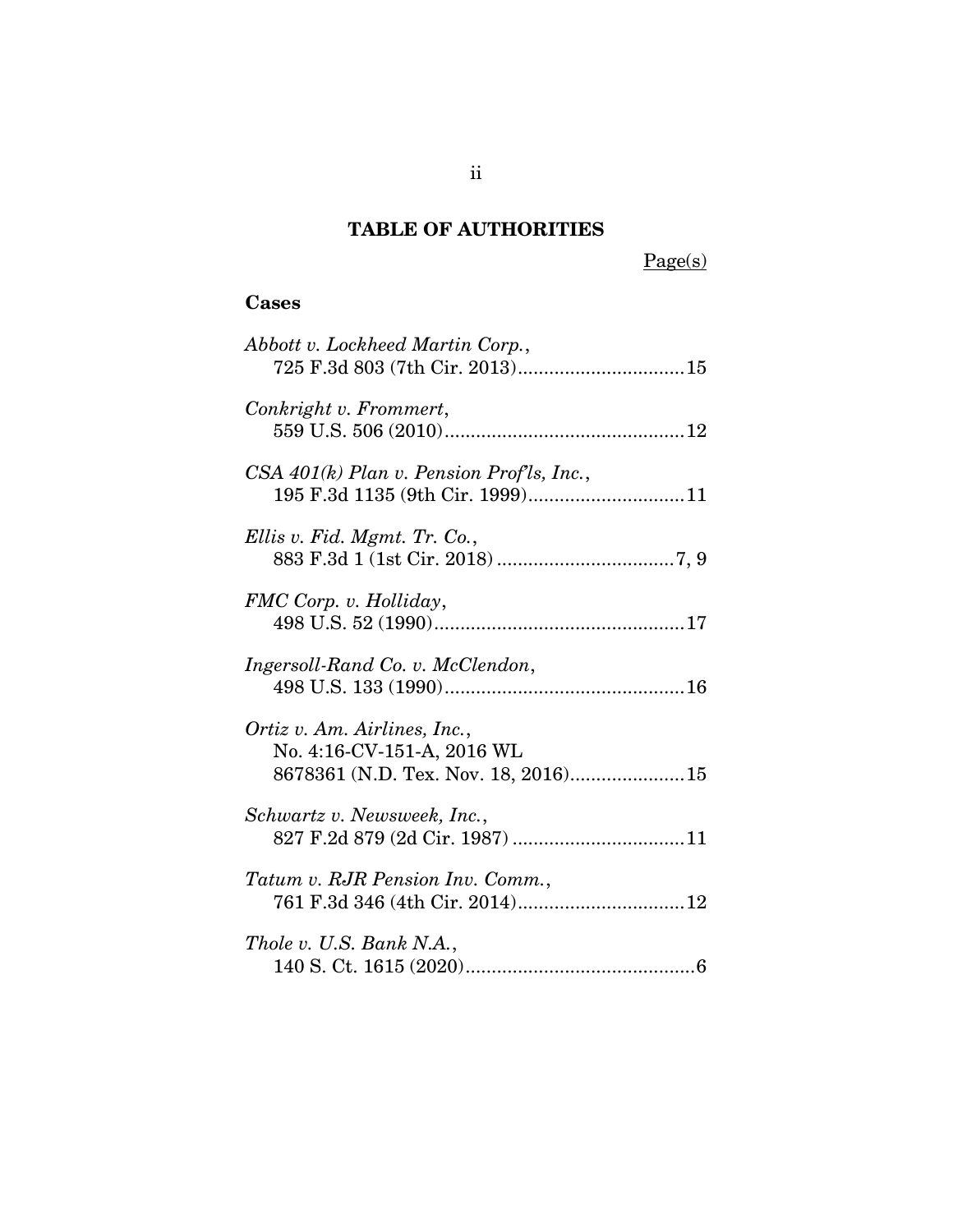# TABLE OF AUTHORITIES

Page(s)

## Cases

*Abbott v. Lockheed Martin Corp.*,
725 F.3d 803 (7th Cir. 2013)................................15

*Conkright v. Frommert*,
559 U.S. 506 (2010)..............................................12

*CSA 401(k) Plan v. Pension Prof'ls, Inc.*,
195 F.3d 1135 (9th Cir. 1999)..............................11

*Ellis v. Fid. Mgmt. Tr. Co.*,
883 F.3d 1 (1st Cir. 2018) ..................................7, 9

*FMC Corp. v. Holliday*,
498 U.S. 52 (1990)................................................17

*Ingersoll-Rand Co. v. McClendon*,
498 U.S. 133 (1990)..............................................16

*Ortiz v. Am. Airlines, Inc.*,
No. 4:16-CV-151-A, 2016 WL
8678361 (N.D. Tex. Nov. 18, 2016)......................15

*Schwartz v. Newsweek, Inc.*,
827 F.2d 879 (2d Cir. 1987) .................................11

*Tatum v. RJR Pension Inv. Comm.*,
761 F.3d 346 (4th Cir. 2014)................................12

*Thole v. U.S. Bank N.A.*,
140 S. Ct. 1615 (2020)............................................6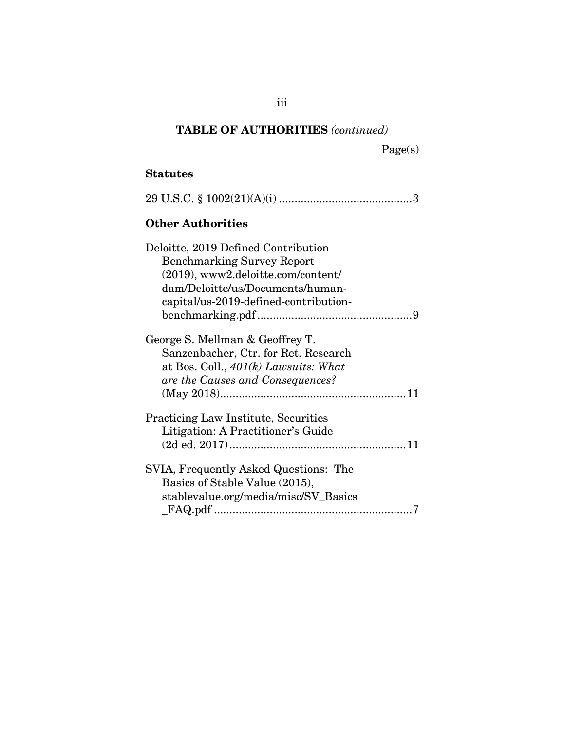## TABLE OF AUTHORITIES *(continued)*

Page(s)

### Statutes

29 U.S.C. § 1002(21)(A)(i) ..........................................3

### Other Authorities

Deloitte, 2019 Defined Contribution Benchmarking Survey Report (2019), www2.deloitte.com/content/dam/Deloitte/us/Documents/human-capital/us-2019-defined-contribution-benchmarking.pdf ..................................................9

George S. Mellman & Geoffrey T. Sanzenbacher, Ctr. for Ret. Research at Bos. Coll., *401(k) Lawsuits: What are the Causes and Consequences?* (May 2018)............................................................11

Practicing Law Institute, Securities Litigation: A Practitioner's Guide (2d ed. 2017).........................................................11

SVIA, Frequently Asked Questions: The Basics of Stable Value (2015), stablevalue.org/media/misc/SV_Basics_FAQ.pdf ................................................................7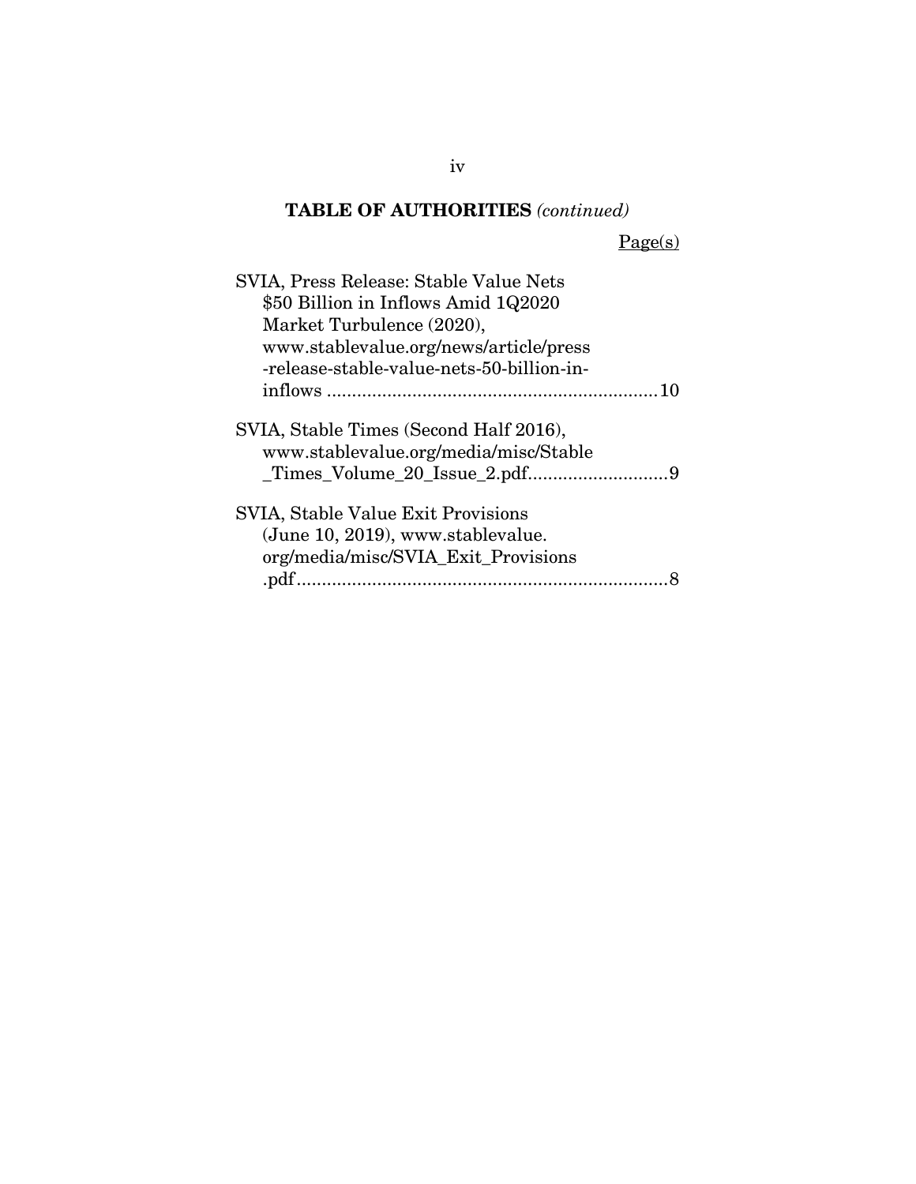## TABLE OF AUTHORITIES *(continued)*

Page(s)

SVIA, Press Release: Stable Value Nets $50 Billion in Inflows Amid 1Q2020 Market Turbulence (2020), www.stablevalue.org/news/article/press-release-stable-value-nets-50-billion-in-inflows ........................................................ 10

SVIA, Stable Times (Second Half 2016), www.stablevalue.org/media/misc/Stable_Times_Volume_20_Issue_2.pdf ............................ 9

SVIA, Stable Value Exit Provisions (June 10, 2019), www.stablevalue.org/media/misc/SVIA_Exit_Provisions.pdf ........................................................................ 8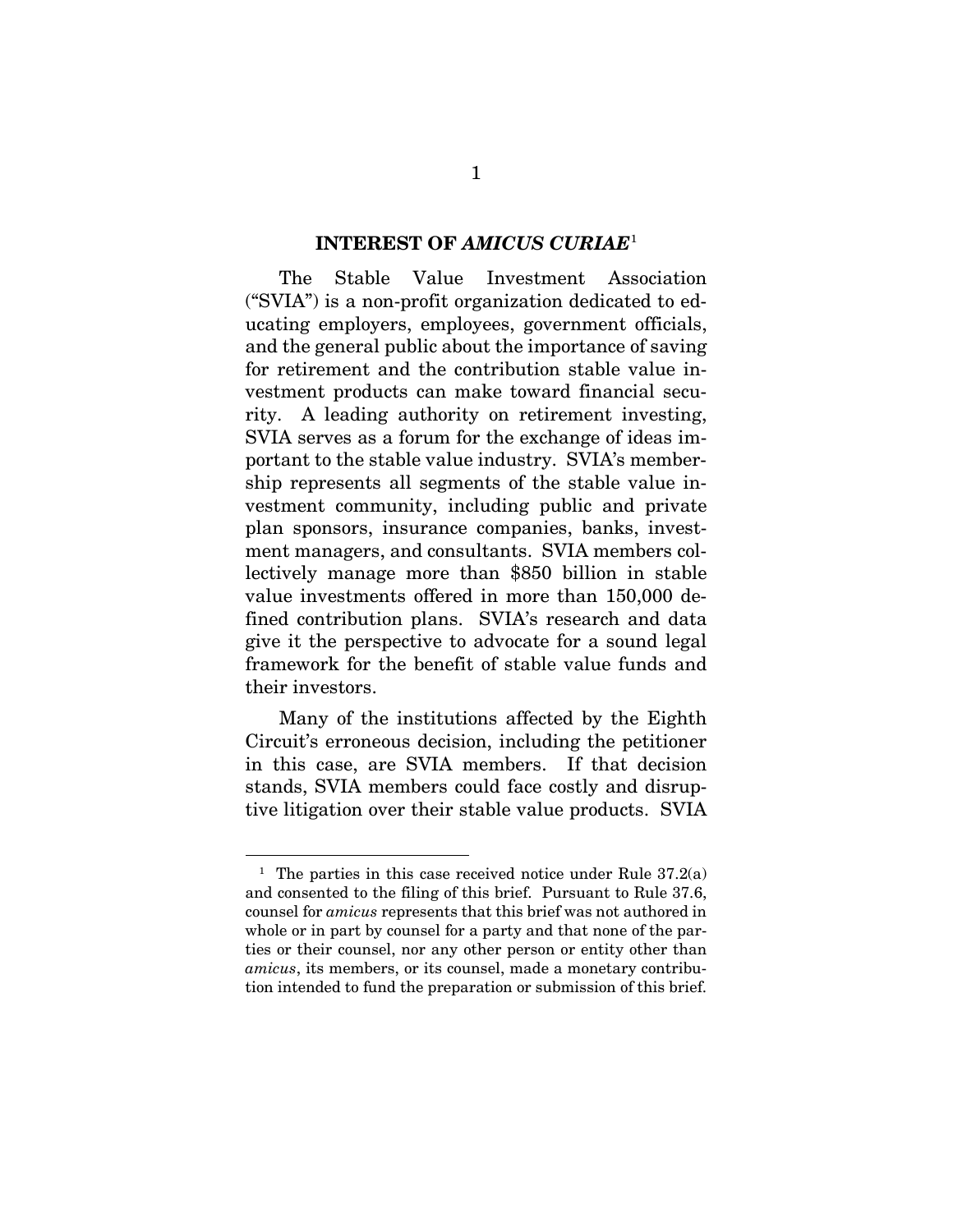## INTEREST OF *AMICUS CURIAE*[1]

The Stable Value Investment Association ("SVIA") is a non-profit organization dedicated to educating employers, employees, government officials, and the general public about the importance of saving for retirement and the contribution stable value investment products can make toward financial security. A leading authority on retirement investing, SVIA serves as a forum for the exchange of ideas important to the stable value industry. SVIA's membership represents all segments of the stable value investment community, including public and private plan sponsors, insurance companies, banks, investment managers, and consultants. SVIA members collectively manage more than $850 billion in stable value investments offered in more than 150,000 defined contribution plans. SVIA's research and data give it the perspective to advocate for a sound legal framework for the benefit of stable value funds and their investors.

Many of the institutions affected by the Eighth Circuit's erroneous decision, including the petitioner in this case, are SVIA members. If that decision stands, SVIA members could face costly and disruptive litigation over their stable value products. SVIA

---

[1] The parties in this case received notice under Rule 37.2(a) and consented to the filing of this brief. Pursuant to Rule 37.6, counsel for *amicus* represents that this brief was not authored in whole or in part by counsel for a party and that none of the parties or their counsel, nor any other person or entity other than *amicus*, its members, or its counsel, made a monetary contribution intended to fund the preparation or submission of this brief.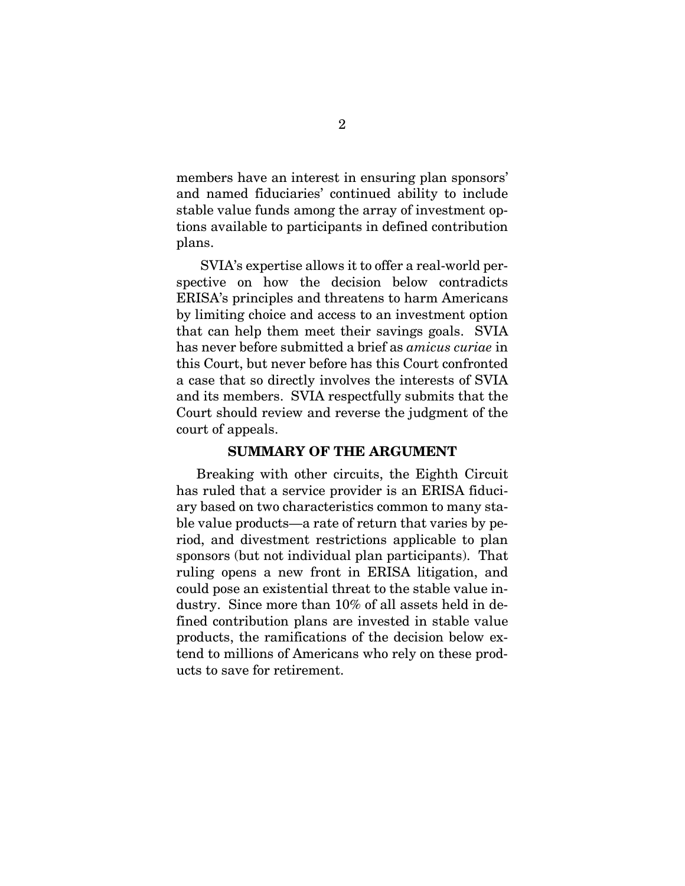members have an interest in ensuring plan sponsors' and named fiduciaries' continued ability to include stable value funds among the array of investment options available to participants in defined contribution plans.

SVIA's expertise allows it to offer a real-world perspective on how the decision below contradicts ERISA's principles and threatens to harm Americans by limiting choice and access to an investment option that can help them meet their savings goals. SVIA has never before submitted a brief as *amicus curiae* in this Court, but never before has this Court confronted a case that so directly involves the interests of SVIA and its members. SVIA respectfully submits that the Court should review and reverse the judgment of the court of appeals.

## SUMMARY OF THE ARGUMENT

Breaking with other circuits, the Eighth Circuit has ruled that a service provider is an ERISA fiduciary based on two characteristics common to many stable value products—a rate of return that varies by period, and divestment restrictions applicable to plan sponsors (but not individual plan participants). That ruling opens a new front in ERISA litigation, and could pose an existential threat to the stable value industry. Since more than 10% of all assets held in defined contribution plans are invested in stable value products, the ramifications of the decision below extend to millions of Americans who rely on these products to save for retirement.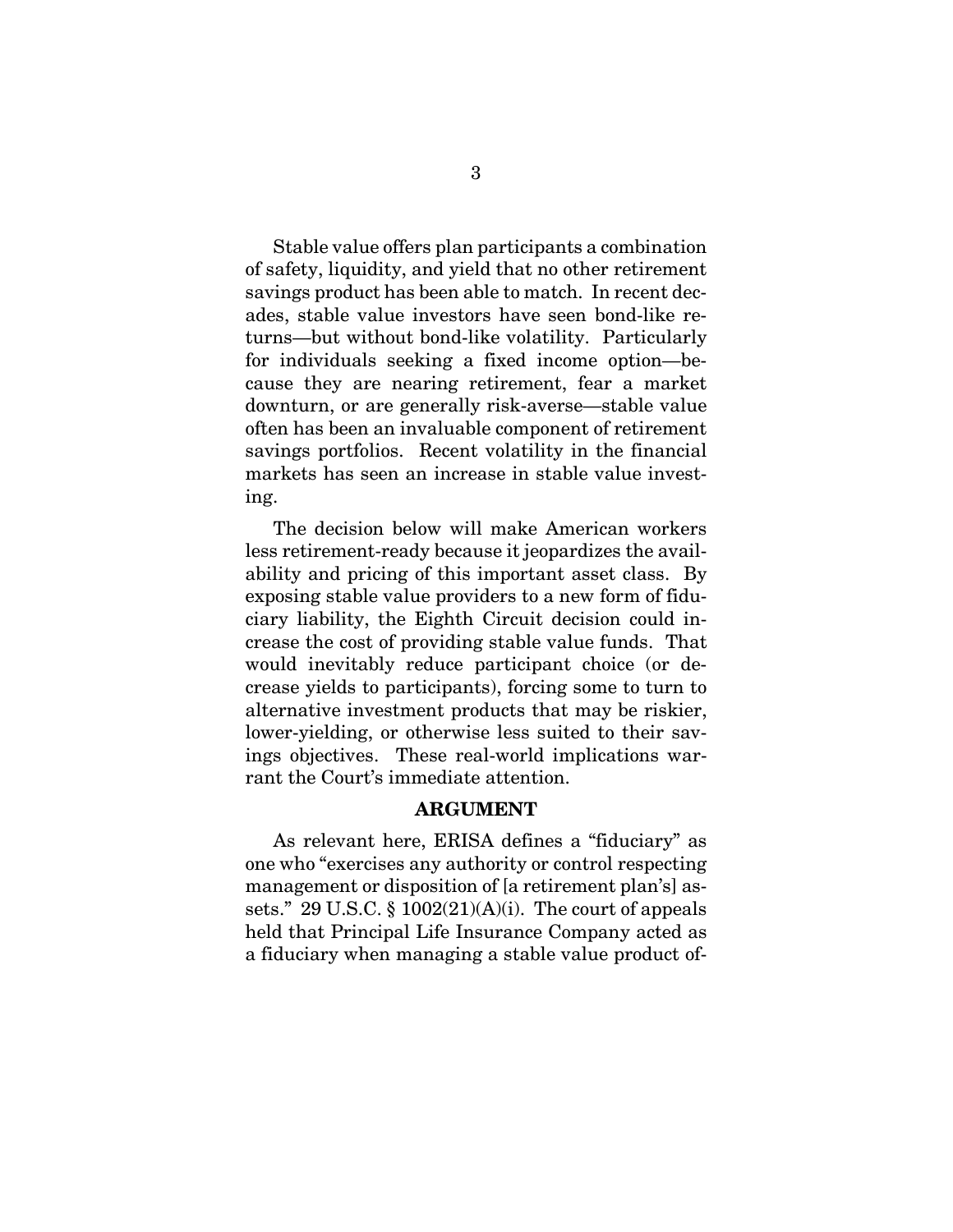Stable value offers plan participants a combination of safety, liquidity, and yield that no other retirement savings product has been able to match. In recent decades, stable value investors have seen bond-like returns—but without bond-like volatility. Particularly for individuals seeking a fixed income option—because they are nearing retirement, fear a market downturn, or are generally risk-averse—stable value often has been an invaluable component of retirement savings portfolios. Recent volatility in the financial markets has seen an increase in stable value investing.

The decision below will make American workers less retirement-ready because it jeopardizes the availability and pricing of this important asset class. By exposing stable value providers to a new form of fiduciary liability, the Eighth Circuit decision could increase the cost of providing stable value funds. That would inevitably reduce participant choice (or decrease yields to participants), forcing some to turn to alternative investment products that may be riskier, lower-yielding, or otherwise less suited to their savings objectives. These real-world implications warrant the Court's immediate attention.

## ARGUMENT

As relevant here, ERISA defines a "fiduciary" as one who "exercises any authority or control respecting management or disposition of [a retirement plan's] assets." 29 U.S.C. § 1002(21)(A)(i). The court of appeals held that Principal Life Insurance Company acted as a fiduciary when managing a stable value product of-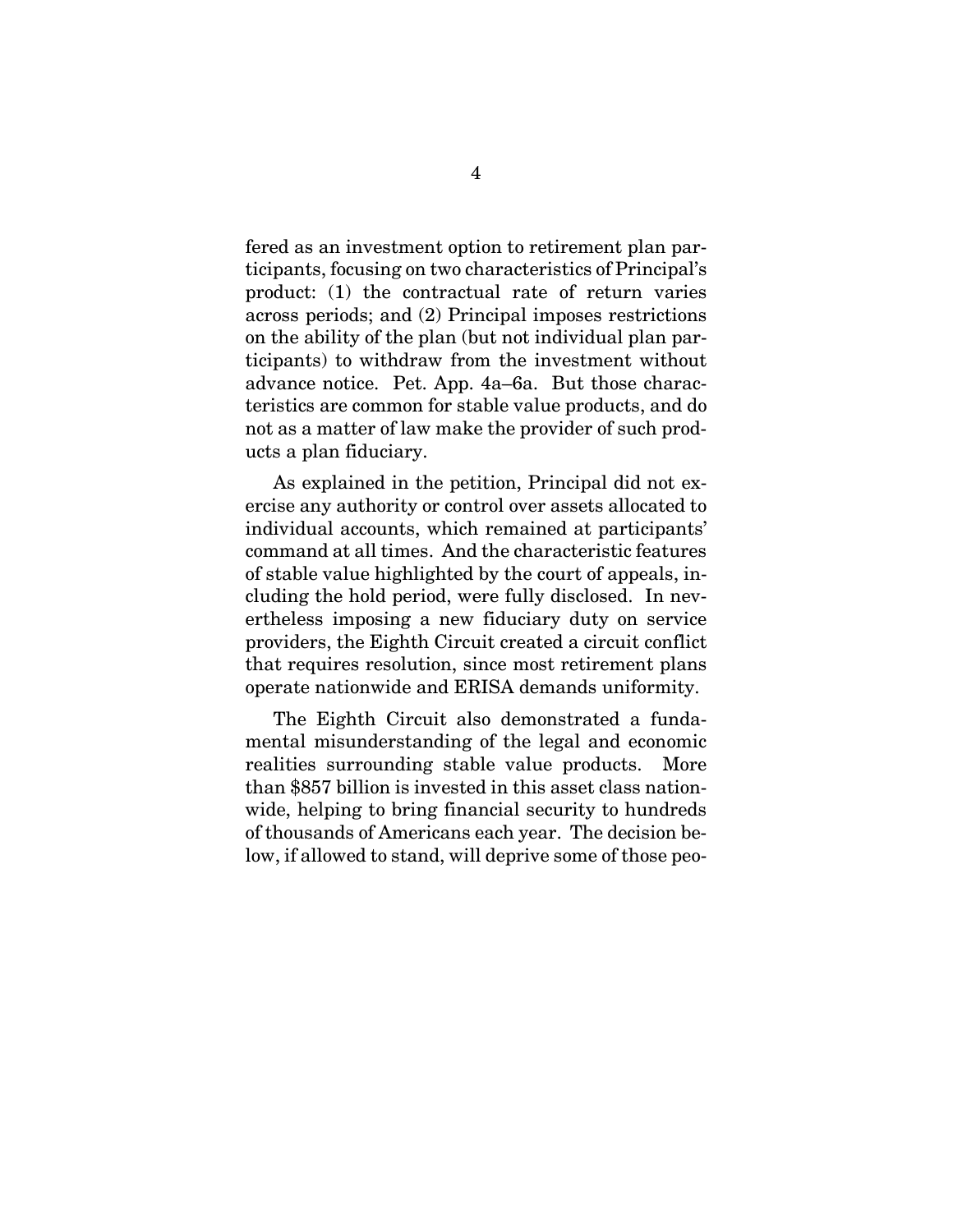fered as an investment option to retirement plan participants, focusing on two characteristics of Principal's product: (1) the contractual rate of return varies across periods; and (2) Principal imposes restrictions on the ability of the plan (but not individual plan participants) to withdraw from the investment without advance notice. Pet. App. 4a–6a. But those characteristics are common for stable value products, and do not as a matter of law make the provider of such products a plan fiduciary.

As explained in the petition, Principal did not exercise any authority or control over assets allocated to individual accounts, which remained at participants' command at all times. And the characteristic features of stable value highlighted by the court of appeals, including the hold period, were fully disclosed. In nevertheless imposing a new fiduciary duty on service providers, the Eighth Circuit created a circuit conflict that requires resolution, since most retirement plans operate nationwide and ERISA demands uniformity.

The Eighth Circuit also demonstrated a fundamental misunderstanding of the legal and economic realities surrounding stable value products. More than $857 billion is invested in this asset class nationwide, helping to bring financial security to hundreds of thousands of Americans each year. The decision below, if allowed to stand, will deprive some of those peo-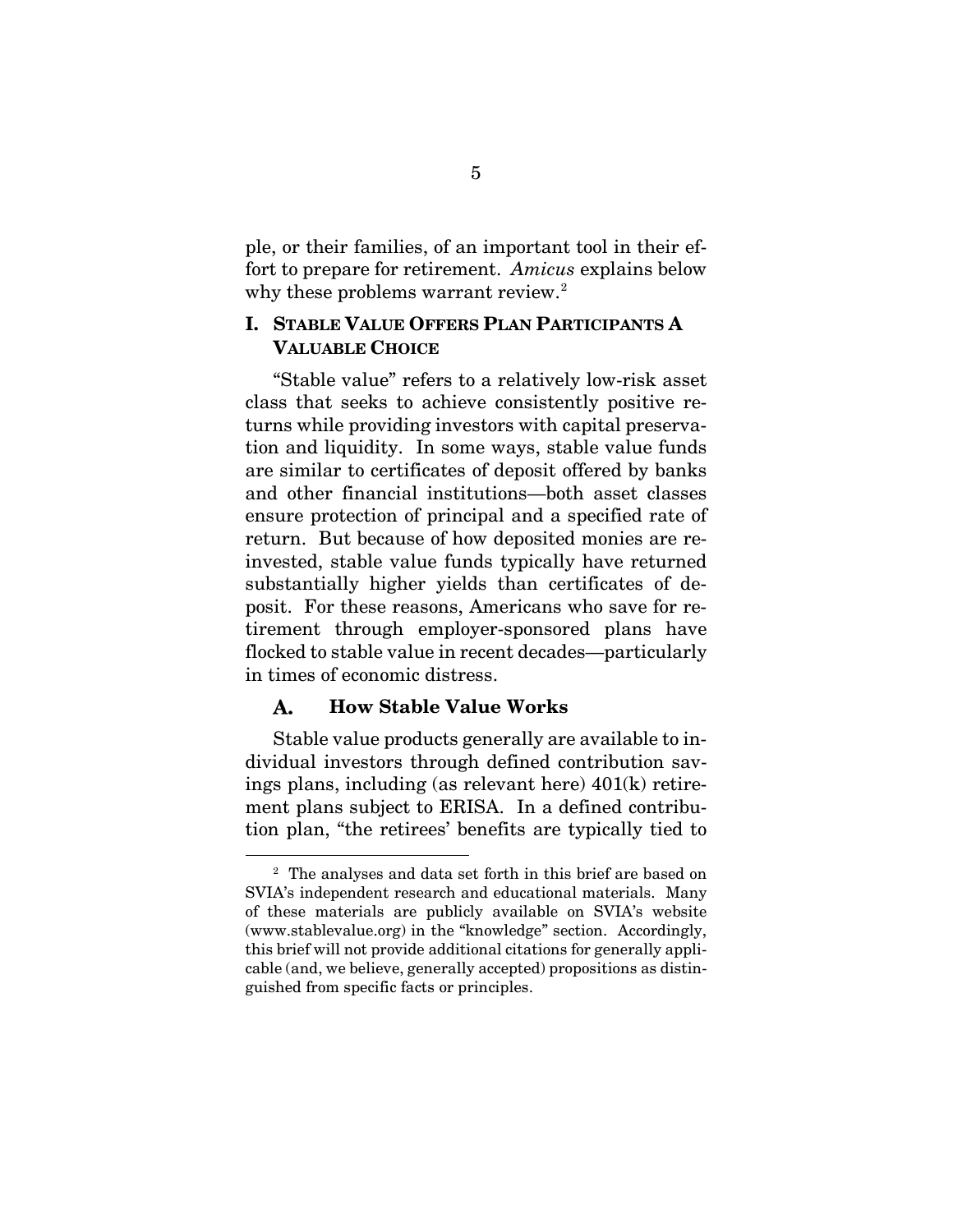ple, or their families, of an important tool in their effort to prepare for retirement. *Amicus* explains below why these problems warrant review.[2]

## I. STABLE VALUE OFFERS PLAN PARTICIPANTS A VALUABLE CHOICE

"Stable value" refers to a relatively low-risk asset class that seeks to achieve consistently positive returns while providing investors with capital preservation and liquidity. In some ways, stable value funds are similar to certificates of deposit offered by banks and other financial institutions—both asset classes ensure protection of principal and a specified rate of return. But because of how deposited monies are reinvested, stable value funds typically have returned substantially higher yields than certificates of deposit. For these reasons, Americans who save for retirement through employer-sponsored plans have flocked to stable value in recent decades—particularly in times of economic distress.

### A. How Stable Value Works

Stable value products generally are available to individual investors through defined contribution savings plans, including (as relevant here) 401(k) retirement plans subject to ERISA. In a defined contribution plan, "the retirees' benefits are typically tied to

---

[2] The analyses and data set forth in this brief are based on SVIA's independent research and educational materials. Many of these materials are publicly available on SVIA's website (www.stablevalue.org) in the "knowledge" section. Accordingly, this brief will not provide additional citations for generally applicable (and, we believe, generally accepted) propositions as distinguished from specific facts or principles.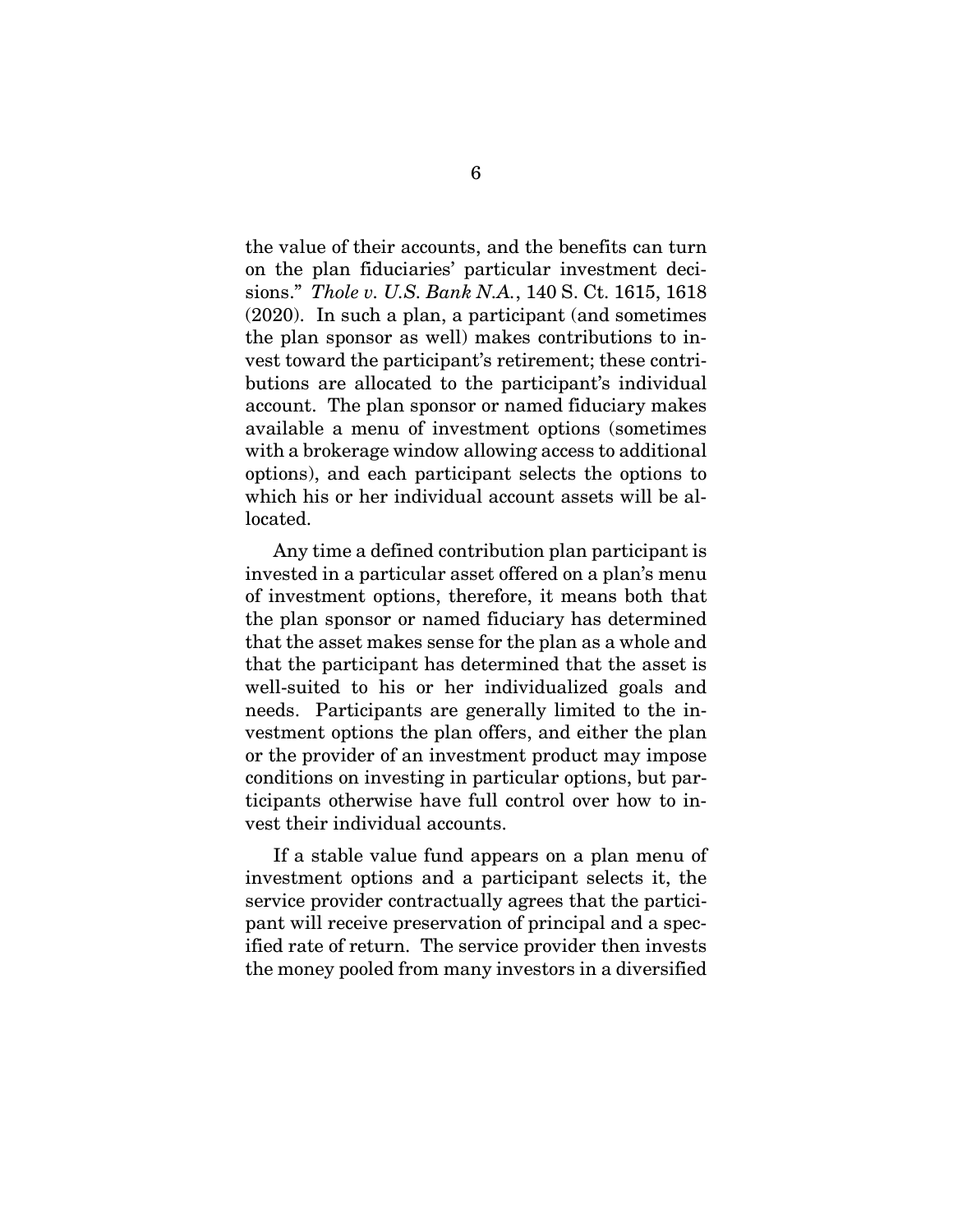the value of their accounts, and the benefits can turn on the plan fiduciaries' particular investment decisions." *Thole v. U.S. Bank N.A.*, 140 S. Ct. 1615, 1618 (2020). In such a plan, a participant (and sometimes the plan sponsor as well) makes contributions to invest toward the participant's retirement; these contributions are allocated to the participant's individual account. The plan sponsor or named fiduciary makes available a menu of investment options (sometimes with a brokerage window allowing access to additional options), and each participant selects the options to which his or her individual account assets will be allocated.

Any time a defined contribution plan participant is invested in a particular asset offered on a plan's menu of investment options, therefore, it means both that the plan sponsor or named fiduciary has determined that the asset makes sense for the plan as a whole and that the participant has determined that the asset is well-suited to his or her individualized goals and needs. Participants are generally limited to the investment options the plan offers, and either the plan or the provider of an investment product may impose conditions on investing in particular options, but participants otherwise have full control over how to invest their individual accounts.

If a stable value fund appears on a plan menu of investment options and a participant selects it, the service provider contractually agrees that the participant will receive preservation of principal and a specified rate of return. The service provider then invests the money pooled from many investors in a diversified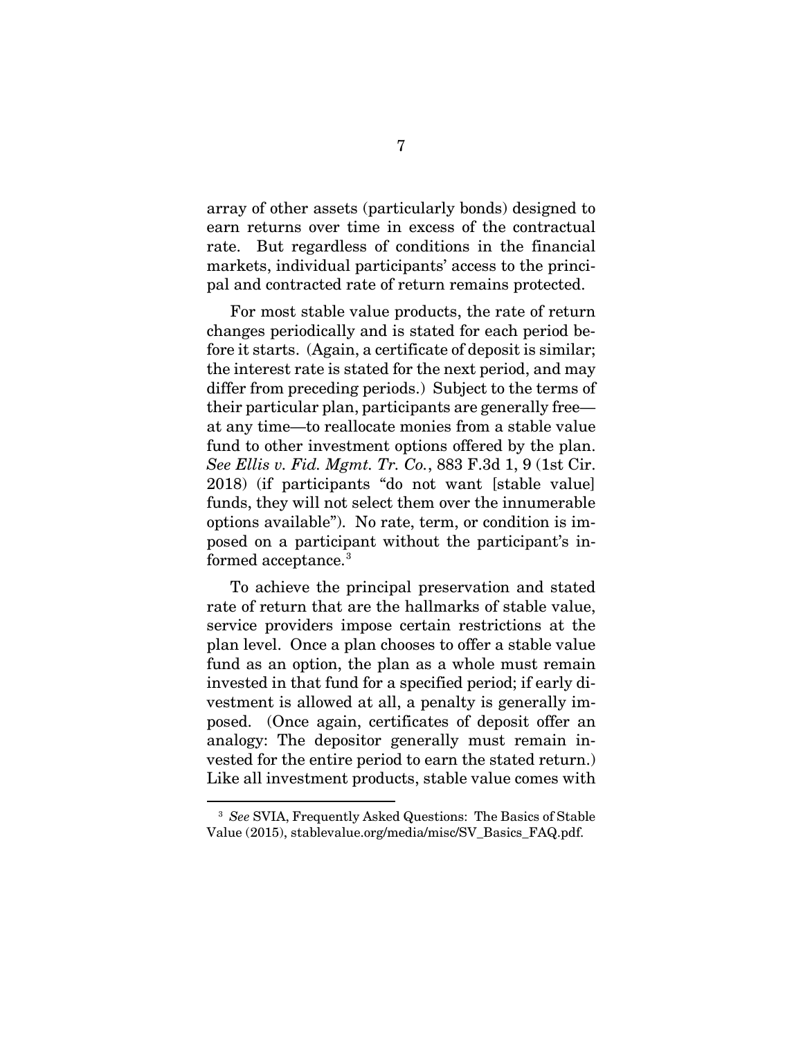array of other assets (particularly bonds) designed to earn returns over time in excess of the contractual rate. But regardless of conditions in the financial markets, individual participants' access to the principal and contracted rate of return remains protected.

For most stable value products, the rate of return changes periodically and is stated for each period before it starts. (Again, a certificate of deposit is similar; the interest rate is stated for the next period, and may differ from preceding periods.) Subject to the terms of their particular plan, participants are generally free—at any time—to reallocate monies from a stable value fund to other investment options offered by the plan. *See Ellis v. Fid. Mgmt. Tr. Co.*, 883 F.3d 1, 9 (1st Cir. 2018) (if participants "do not want [stable value] funds, they will not select them over the innumerable options available"). No rate, term, or condition is imposed on a participant without the participant's informed acceptance.[3]

To achieve the principal preservation and stated rate of return that are the hallmarks of stable value, service providers impose certain restrictions at the plan level. Once a plan chooses to offer a stable value fund as an option, the plan as a whole must remain invested in that fund for a specified period; if early divestment is allowed at all, a penalty is generally imposed. (Once again, certificates of deposit offer an analogy: The depositor generally must remain invested for the entire period to earn the stated return.) Like all investment products, stable value comes with

---

[3] *See* SVIA, Frequently Asked Questions: The Basics of Stable Value (2015), stablevalue.org/media/misc/SV_Basics_FAQ.pdf.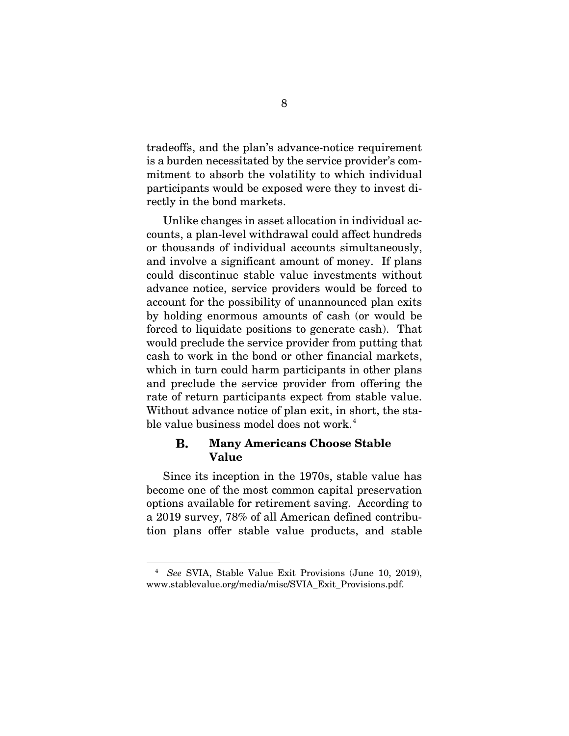tradeoffs, and the plan's advance-notice requirement is a burden necessitated by the service provider's commitment to absorb the volatility to which individual participants would be exposed were they to invest directly in the bond markets.

Unlike changes in asset allocation in individual accounts, a plan-level withdrawal could affect hundreds or thousands of individual accounts simultaneously, and involve a significant amount of money. If plans could discontinue stable value investments without advance notice, service providers would be forced to account for the possibility of unannounced plan exits by holding enormous amounts of cash (or would be forced to liquidate positions to generate cash). That would preclude the service provider from putting that cash to work in the bond or other financial markets, which in turn could harm participants in other plans and preclude the service provider from offering the rate of return participants expect from stable value. Without advance notice of plan exit, in short, the stable value business model does not work.[4]

### B. Many Americans Choose Stable Value

Since its inception in the 1970s, stable value has become one of the most common capital preservation options available for retirement saving. According to a 2019 survey, 78% of all American defined contribution plans offer stable value products, and stable

---

[4] *See* SVIA, Stable Value Exit Provisions (June 10, 2019), www.stablevalue.org/media/misc/SVIA_Exit_Provisions.pdf.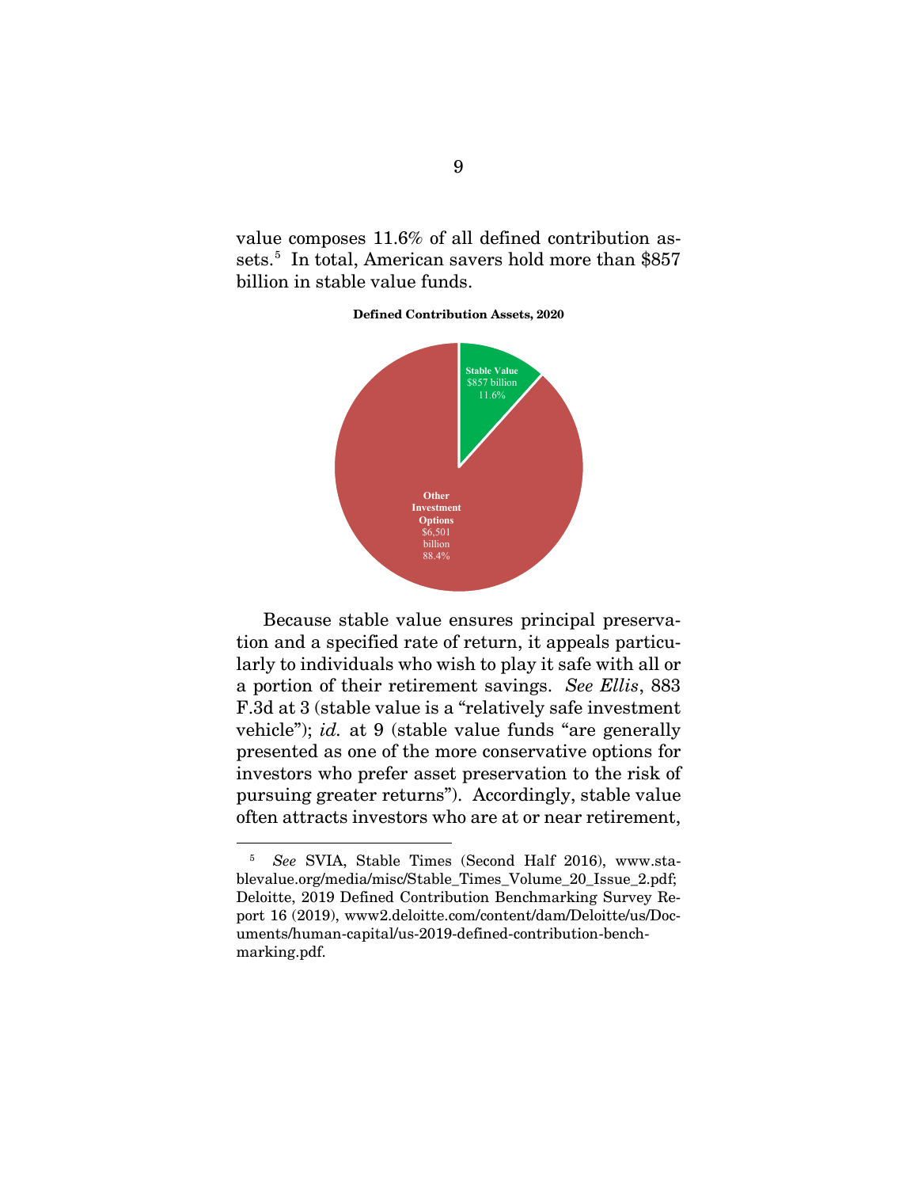value composes 11.6% of all defined contribution assets.[5] In total, American savers hold more than $857 billion in stable value funds.

**Defined Contribution Assets, 2020**

**Stable Value**
$857 billion
11.6%

**Other Investment Options**
$6,501 billion
88.4%

Because stable value ensures principal preservation and a specified rate of return, it appeals particularly to individuals who wish to play it safe with all or a portion of their retirement savings. *See Ellis*, 883 F.3d at 3 (stable value is a "relatively safe investment vehicle"); *id.* at 9 (stable value funds "are generally presented as one of the more conservative options for investors who prefer asset preservation to the risk of pursuing greater returns"). Accordingly, stable value often attracts investors who are at or near retirement,

---

[5] *See* SVIA, Stable Times (Second Half 2016), www.stablevalue.org/media/misc/Stable_Times_Volume_20_Issue_2.pdf; Deloitte, 2019 Defined Contribution Benchmarking Survey Report 16 (2019), www2.deloitte.com/content/dam/Deloitte/us/Documents/human-capital/us-2019-defined-contribution-benchmarking.pdf.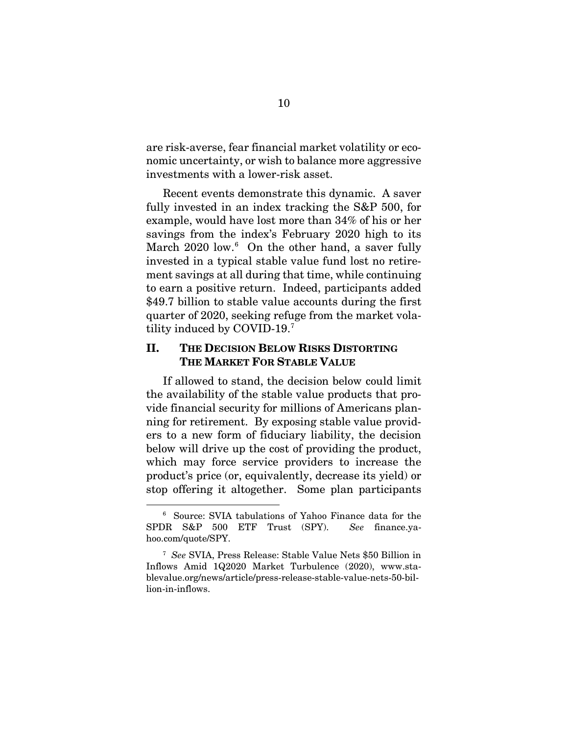are risk-averse, fear financial market volatility or economic uncertainty, or wish to balance more aggressive investments with a lower-risk asset.

Recent events demonstrate this dynamic. A saver fully invested in an index tracking the S&P 500, for example, would have lost more than 34% of his or her savings from the index's February 2020 high to its March 2020 low.[6] On the other hand, a saver fully invested in a typical stable value fund lost no retirement savings at all during that time, while continuing to earn a positive return. Indeed, participants added $49.7 billion to stable value accounts during the first quarter of 2020, seeking refuge from the market volatility induced by COVID-19.[7]

## II. THE DECISION BELOW RISKS DISTORTING THE MARKET FOR STABLE VALUE

If allowed to stand, the decision below could limit the availability of the stable value products that provide financial security for millions of Americans planning for retirement. By exposing stable value providers to a new form of fiduciary liability, the decision below will drive up the cost of providing the product, which may force service providers to increase the product's price (or, equivalently, decrease its yield) or stop offering it altogether. Some plan participants

---

[6] Source: SVIA tabulations of Yahoo Finance data for the SPDR S&P 500 ETF Trust (SPY). *See* finance.yahoo.com/quote/SPY.

[7] *See* SVIA, Press Release: Stable Value Nets $50 Billion in Inflows Amid 1Q2020 Market Turbulence (2020), www.stablevalue.org/news/article/press-release-stable-value-nets-50-billion-in-inflows.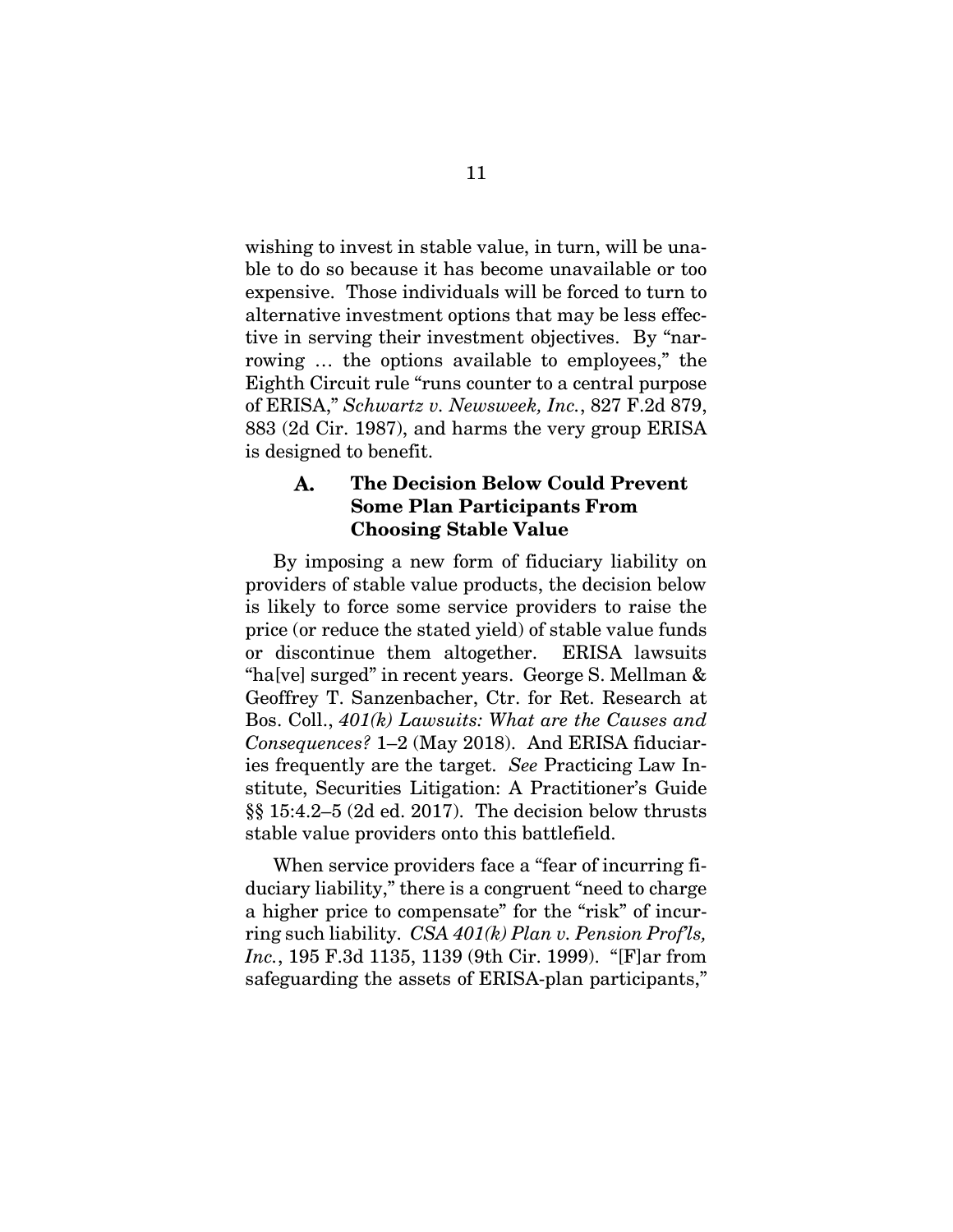wishing to invest in stable value, in turn, will be unable to do so because it has become unavailable or too expensive. Those individuals will be forced to turn to alternative investment options that may be less effective in serving their investment objectives. By "narrowing … the options available to employees," the Eighth Circuit rule "runs counter to a central purpose of ERISA," *Schwartz v. Newsweek, Inc.*, 827 F.2d 879, 883 (2d Cir. 1987), and harms the very group ERISA is designed to benefit.

### A. The Decision Below Could Prevent Some Plan Participants From Choosing Stable Value

By imposing a new form of fiduciary liability on providers of stable value products, the decision below is likely to force some service providers to raise the price (or reduce the stated yield) of stable value funds or discontinue them altogether. ERISA lawsuits "ha[ve] surged" in recent years. George S. Mellman & Geoffrey T. Sanzenbacher, Ctr. for Ret. Research at Bos. Coll., *401(k) Lawsuits: What are the Causes and Consequences?* 1–2 (May 2018). And ERISA fiduciaries frequently are the target. *See* Practicing Law Institute, Securities Litigation: A Practitioner's Guide §§ 15:4.2–5 (2d ed. 2017). The decision below thrusts stable value providers onto this battlefield.

When service providers face a "fear of incurring fiduciary liability," there is a congruent "need to charge a higher price to compensate" for the "risk" of incurring such liability. *CSA 401(k) Plan v. Pension Prof'ls, Inc.*, 195 F.3d 1135, 1139 (9th Cir. 1999). "[F]ar from safeguarding the assets of ERISA-plan participants,"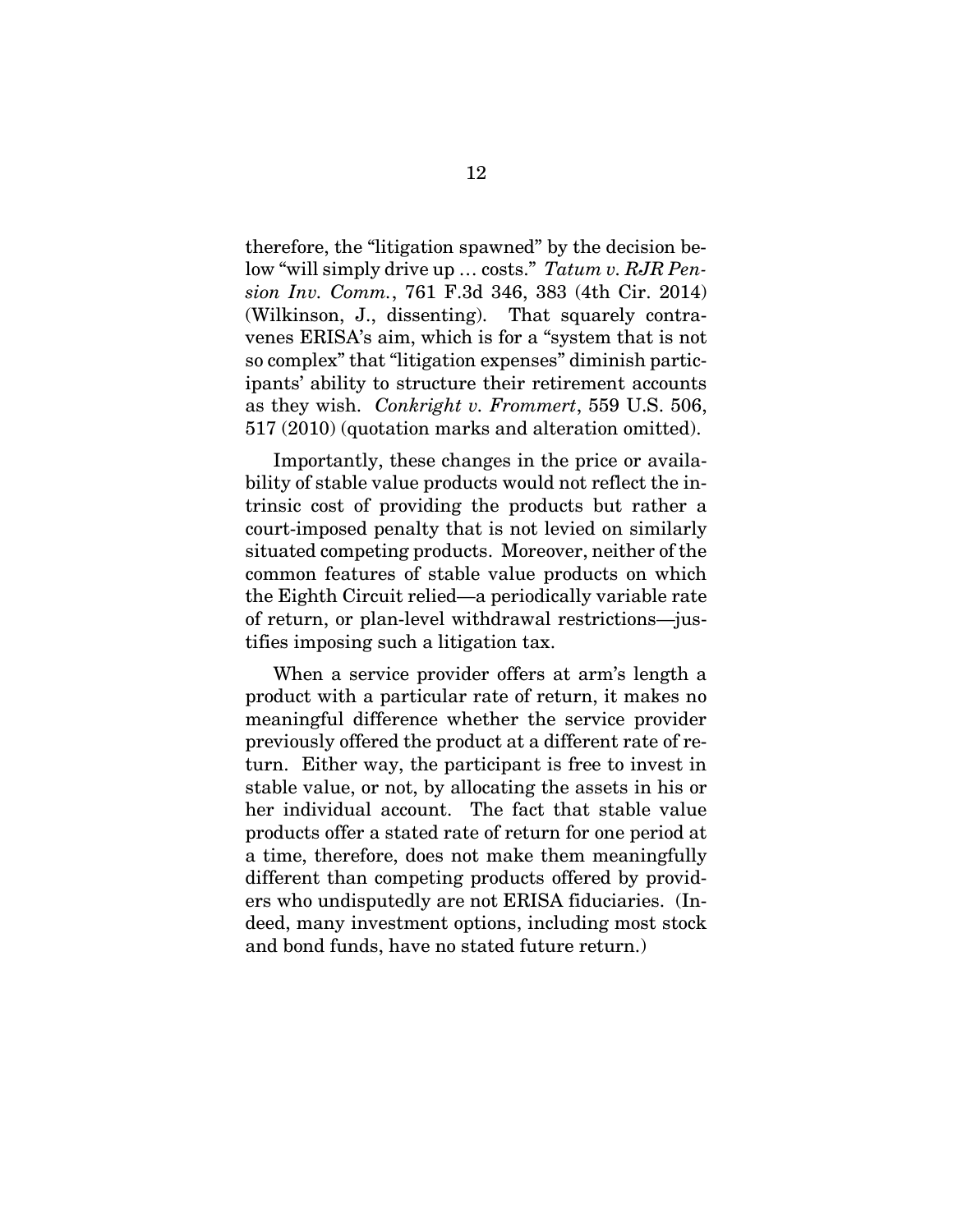therefore, the "litigation spawned" by the decision below "will simply drive up … costs." *Tatum v. RJR Pension Inv. Comm.*, 761 F.3d 346, 383 (4th Cir. 2014) (Wilkinson, J., dissenting). That squarely contravenes ERISA's aim, which is for a "system that is not so complex" that "litigation expenses" diminish participants' ability to structure their retirement accounts as they wish. *Conkright v. Frommert*, 559 U.S. 506, 517 (2010) (quotation marks and alteration omitted).

Importantly, these changes in the price or availability of stable value products would not reflect the intrinsic cost of providing the products but rather a court-imposed penalty that is not levied on similarly situated competing products. Moreover, neither of the common features of stable value products on which the Eighth Circuit relied—a periodically variable rate of return, or plan-level withdrawal restrictions—justifies imposing such a litigation tax.

When a service provider offers at arm's length a product with a particular rate of return, it makes no meaningful difference whether the service provider previously offered the product at a different rate of return. Either way, the participant is free to invest in stable value, or not, by allocating the assets in his or her individual account. The fact that stable value products offer a stated rate of return for one period at a time, therefore, does not make them meaningfully different than competing products offered by providers who undisputedly are not ERISA fiduciaries. (Indeed, many investment options, including most stock and bond funds, have no stated future return.)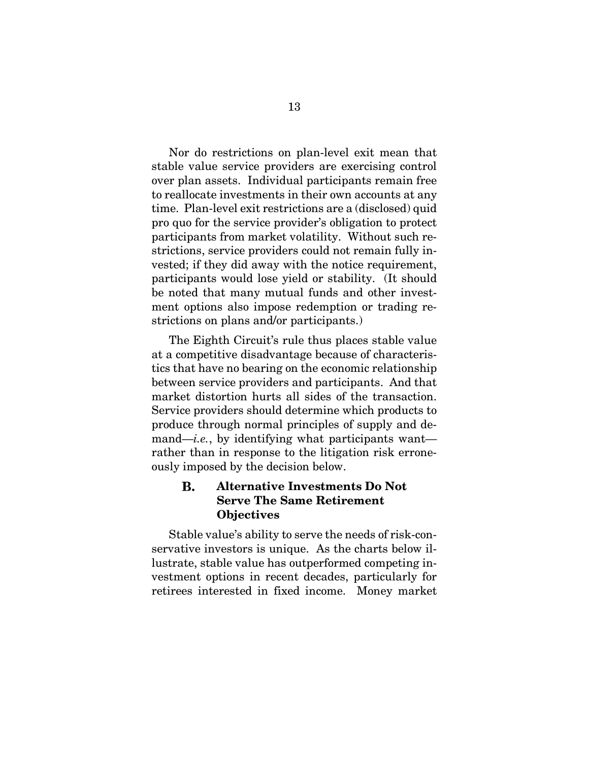Nor do restrictions on plan-level exit mean that stable value service providers are exercising control over plan assets. Individual participants remain free to reallocate investments in their own accounts at any time. Plan-level exit restrictions are a (disclosed) quid pro quo for the service provider's obligation to protect participants from market volatility. Without such restrictions, service providers could not remain fully invested; if they did away with the notice requirement, participants would lose yield or stability. (It should be noted that many mutual funds and other investment options also impose redemption or trading restrictions on plans and/or participants.)

The Eighth Circuit's rule thus places stable value at a competitive disadvantage because of characteristics that have no bearing on the economic relationship between service providers and participants. And that market distortion hurts all sides of the transaction. Service providers should determine which products to produce through normal principles of supply and demand—*i.e.*, by identifying what participants want—rather than in response to the litigation risk erroneously imposed by the decision below.

### B. Alternative Investments Do Not Serve The Same Retirement Objectives

Stable value's ability to serve the needs of risk-conservative investors is unique. As the charts below illustrate, stable value has outperformed competing investment options in recent decades, particularly for retirees interested in fixed income. Money market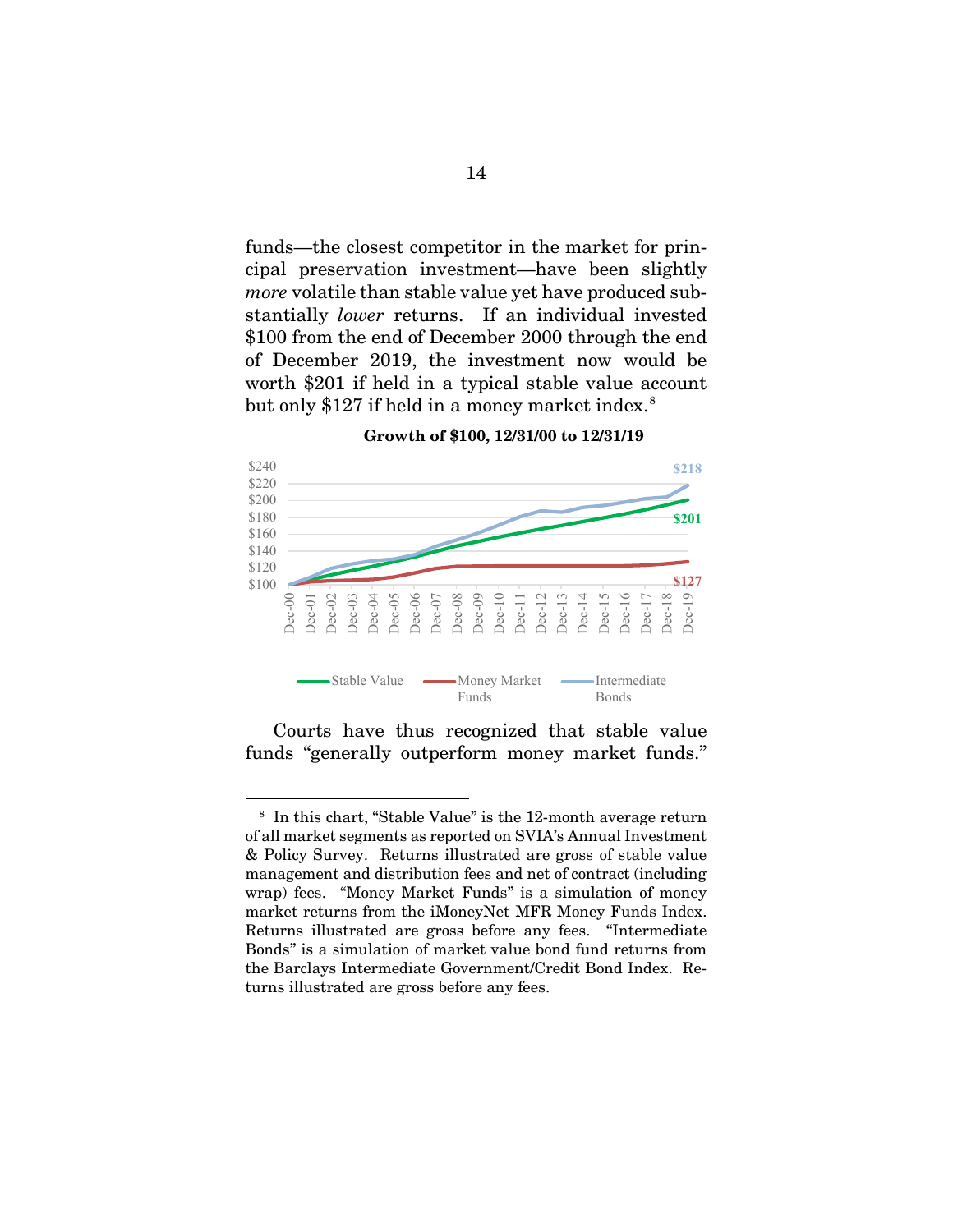funds—the closest competitor in the market for principal preservation investment—have been slightly *more* volatile than stable value yet have produced substantially *lower* returns. If an individual invested $100 from the end of December 2000 through the end of December 2019, the investment now would be worth $201 if held in a typical stable value account but only $127 if held in a money market index.[8]

**Growth of $100, 12/31/00 to 12/31/19**

$240
$220
$200
$180
$160
$140
$120
$100

Dec-00 Dec-01 Dec-02 Dec-03 Dec-04 Dec-05 Dec-06 Dec-07 Dec-08 Dec-09 Dec-10 Dec-11 Dec-12 Dec-13 Dec-14 Dec-15 Dec-16 Dec-17 Dec-18 Dec-19

$218
$201
$127

Stable Value
Money Market Funds
Intermediate Bonds

Courts have thus recognized that stable value funds "generally outperform money market funds."

---

[8] In this chart, "Stable Value" is the 12-month average return of all market segments as reported on SVIA's Annual Investment & Policy Survey. Returns illustrated are gross of stable value management and distribution fees and net of contract (including wrap) fees. "Money Market Funds" is a simulation of money market returns from the iMoneyNet MFR Money Funds Index. Returns illustrated are gross before any fees. "Intermediate Bonds" is a simulation of market value bond fund returns from the Barclays Intermediate Government/Credit Bond Index. Returns illustrated are gross before any fees.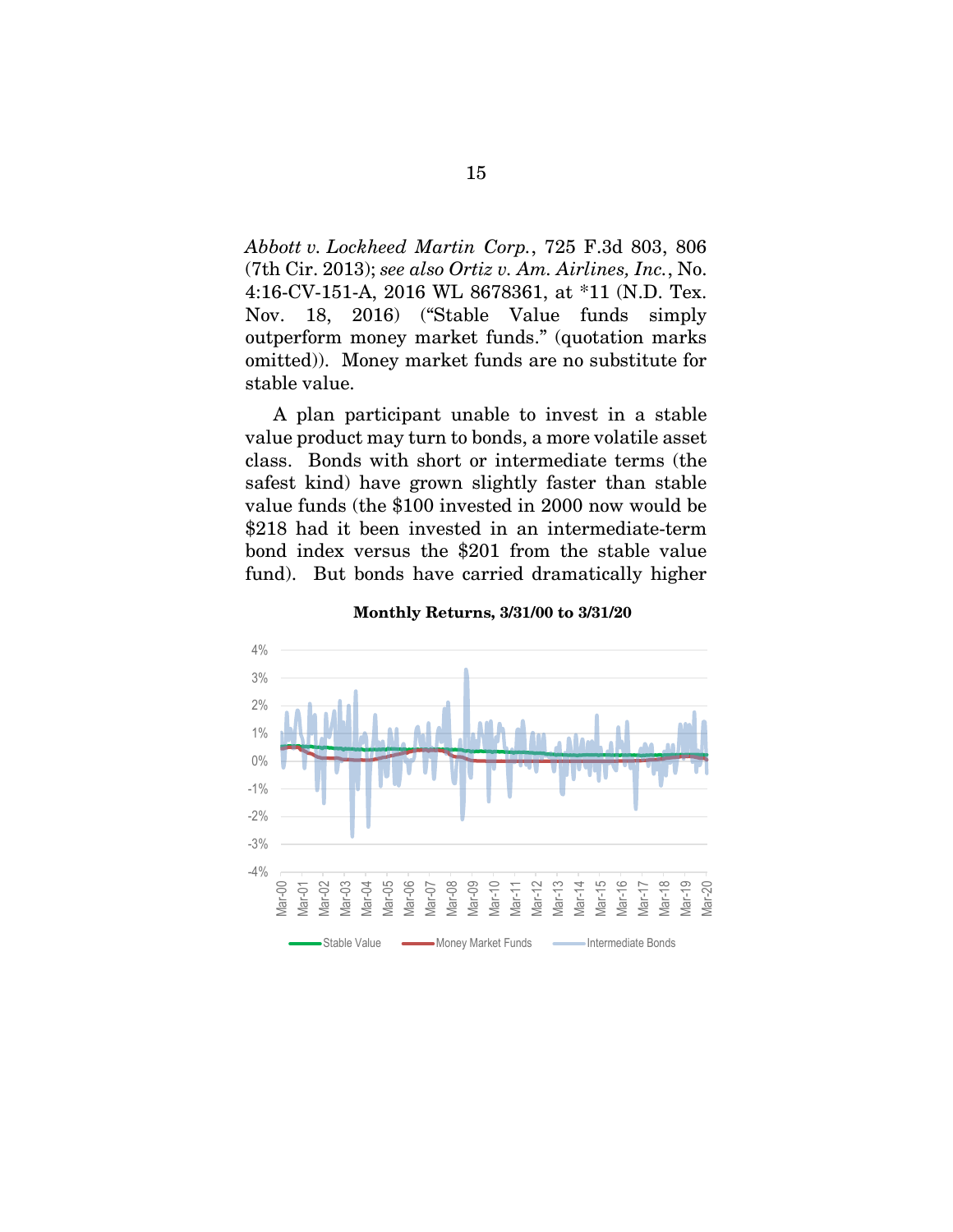*Abbott v. Lockheed Martin Corp.*, 725 F.3d 803, 806 (7th Cir. 2013); *see also Ortiz v. Am. Airlines, Inc.*, No. 4:16-CV-151-A, 2016 WL 8678361, at *11 (N.D. Tex. Nov. 18, 2016) ("Stable Value funds simply outperform money market funds." (quotation marks omitted)). Money market funds are no substitute for stable value.

A plan participant unable to invest in a stable value product may turn to bonds, a more volatile asset class. Bonds with short or intermediate terms (the safest kind) have grown slightly faster than stable value funds (the $100 invested in 2000 now would be $218 had it been invested in an intermediate-term bond index versus the $201 from the stable value fund). But bonds have carried dramatically higher

**Monthly Returns, 3/31/00 to 3/31/20**

4%
3%
2%
1%
0%
-1%
-2%
-3%
-4%

Mar-00 Mar-01 Mar-02 Mar-03 Mar-04 Mar-05 Mar-06 Mar-07 Mar-08 Mar-09 Mar-10 Mar-11 Mar-12 Mar-13 Mar-14 Mar-15 Mar-16 Mar-17 Mar-18 Mar-19 Mar-20

Stable Value | Money Market Funds | Intermediate Bonds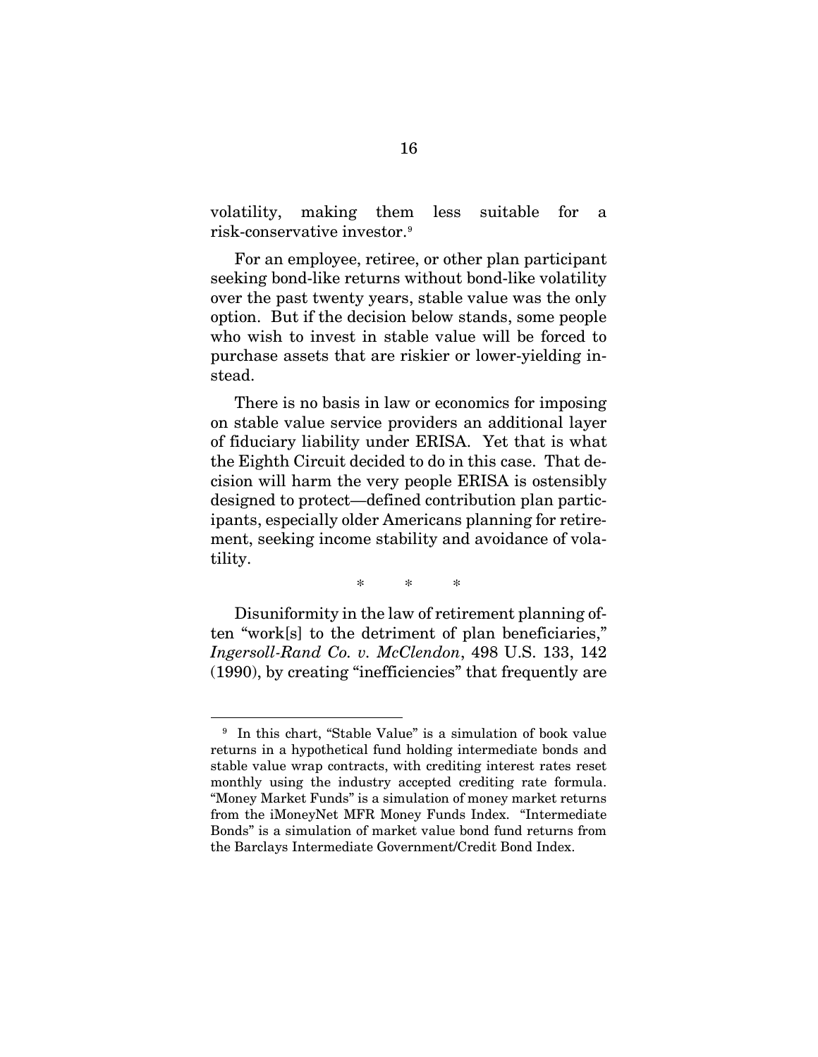volatility, making them less suitable for a risk-conservative investor.[9]

For an employee, retiree, or other plan participant seeking bond-like returns without bond-like volatility over the past twenty years, stable value was the only option. But if the decision below stands, some people who wish to invest in stable value will be forced to purchase assets that are riskier or lower-yielding instead.

There is no basis in law or economics for imposing on stable value service providers an additional layer of fiduciary liability under ERISA. Yet that is what the Eighth Circuit decided to do in this case. That decision will harm the very people ERISA is ostensibly designed to protect—defined contribution plan participants, especially older Americans planning for retirement, seeking income stability and avoidance of volatility.

\* \* \*

Disuniformity in the law of retirement planning often "work[s] to the detriment of plan beneficiaries," *Ingersoll-Rand Co. v. McClendon*, 498 U.S. 133, 142 (1990), by creating "inefficiencies" that frequently are

---

[9] In this chart, "Stable Value" is a simulation of book value returns in a hypothetical fund holding intermediate bonds and stable value wrap contracts, with crediting interest rates reset monthly using the industry accepted crediting rate formula. "Money Market Funds" is a simulation of money market returns from the iMoneyNet MFR Money Funds Index. "Intermediate Bonds" is a simulation of market value bond fund returns from the Barclays Intermediate Government/Credit Bond Index.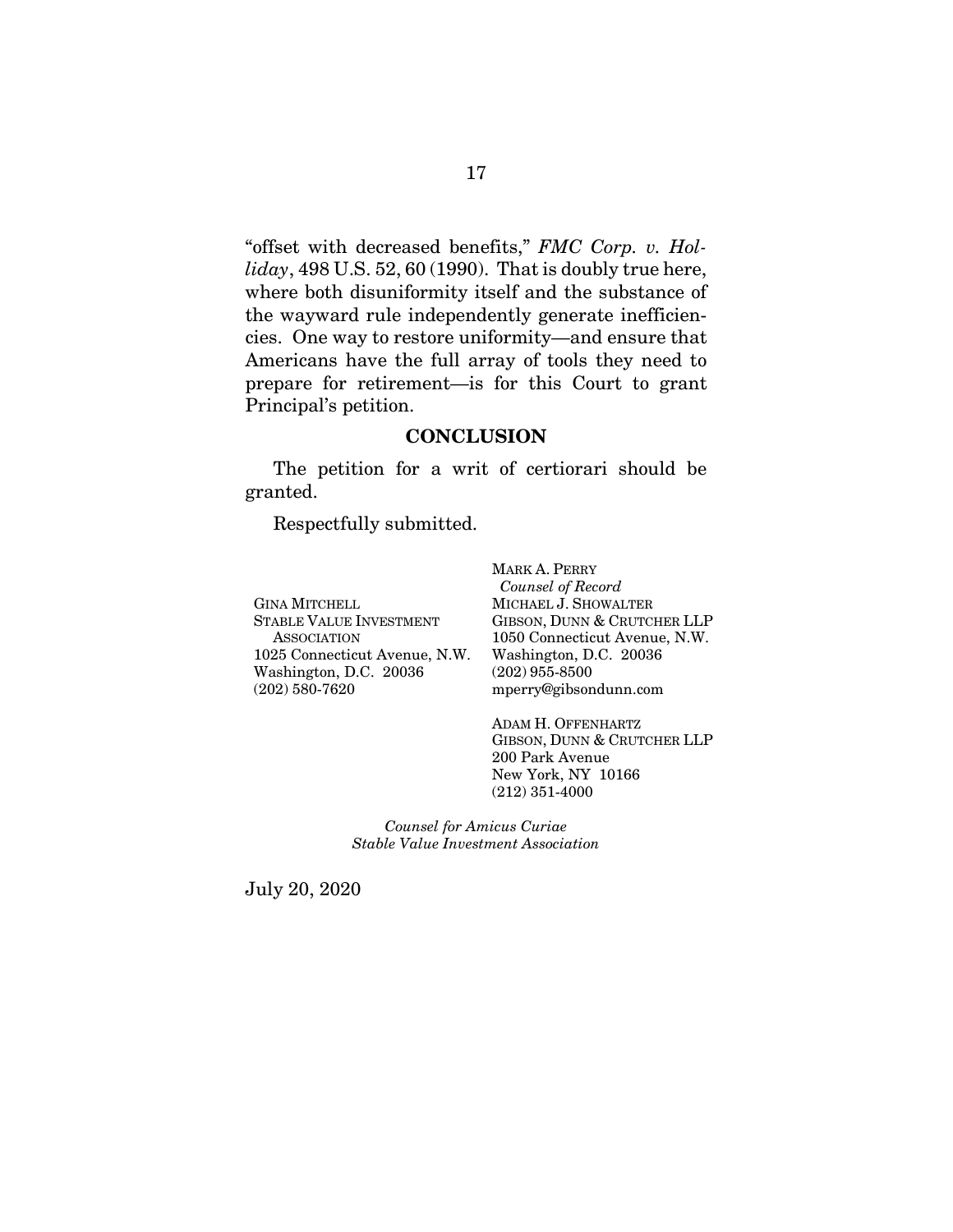"offset with decreased benefits," *FMC Corp. v. Holliday*, 498 U.S. 52, 60 (1990). That is doubly true here, where both disuniformity itself and the substance of the wayward rule independently generate inefficiencies. One way to restore uniformity—and ensure that Americans have the full array of tools they need to prepare for retirement—is for this Court to grant Principal's petition.

## CONCLUSION

The petition for a writ of certiorari should be granted.

Respectfully submitted.

GINA MITCHELL
STABLE VALUE INVESTMENT ASSOCIATION
1025 Connecticut Avenue, N.W.
Washington, D.C. 20036
(202) 580-7620

MARK A. PERRY
*Counsel of Record*
MICHAEL J. SHOWALTER
GIBSON, DUNN & CRUTCHER LLP
1050 Connecticut Avenue, N.W.
Washington, D.C. 20036
(202) 955-8500
mperry@gibsondunn.com

ADAM H. OFFENHARTZ
GIBSON, DUNN & CRUTCHER LLP
200 Park Avenue
New York, NY 10166
(212) 351-4000

*Counsel for Amicus Curiae Stable Value Investment Association*

July 20, 2020